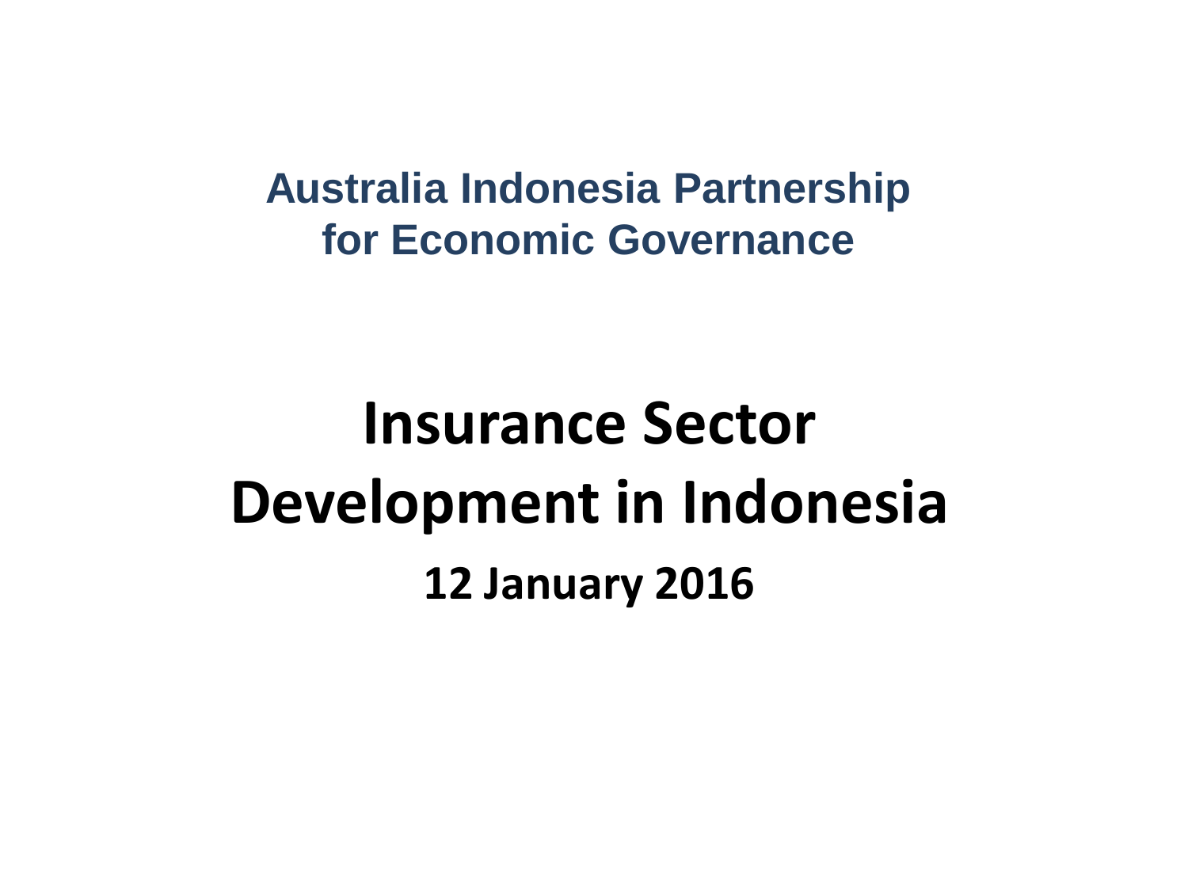**Australia Indonesia Partnership for Economic Governance**

# Insurance Sector Development in Indonesia

**12 January 2016**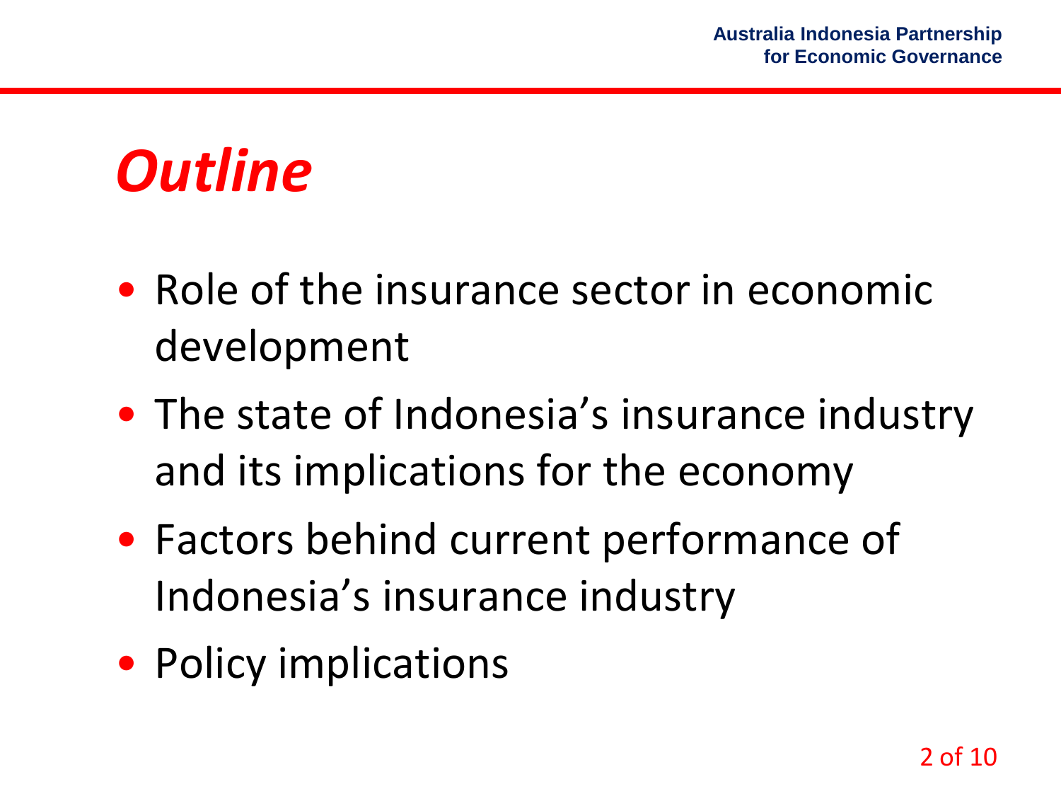# *Outline*

- Role of the insurance sector in economic development
- The state of Indonesia's insurance industry and its implications for the economy
- Factors behind current performance of Indonesia's insurance industry
- Policy implications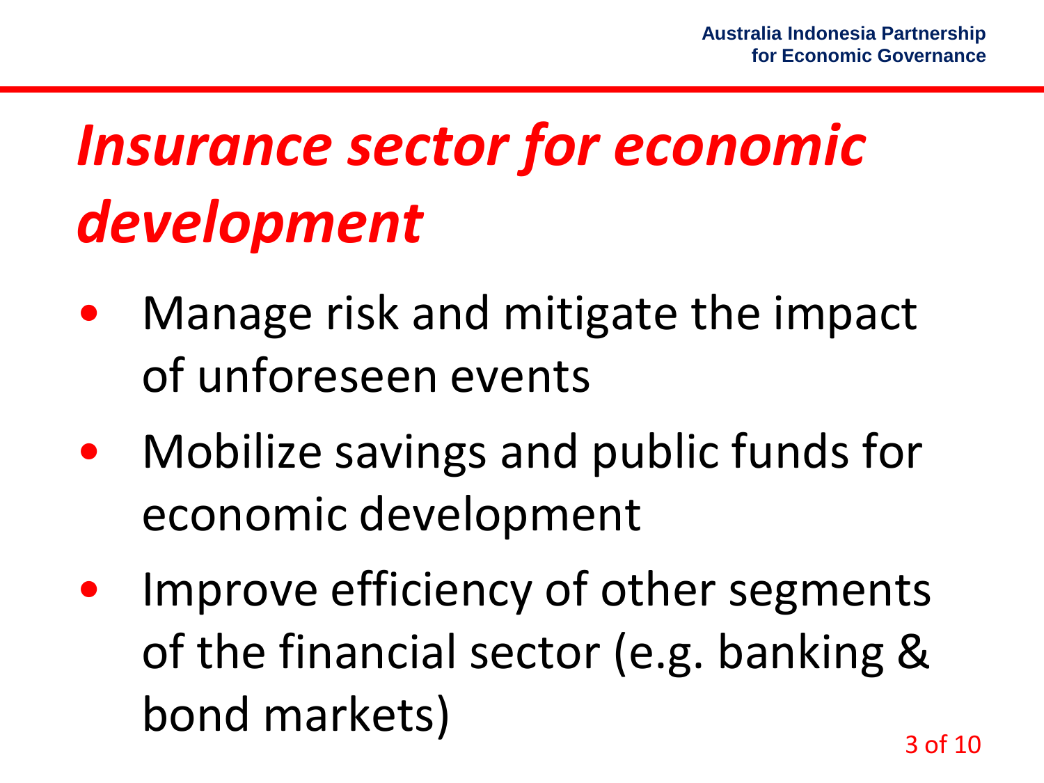# *Insurance sector for economic development*

- Manage risk and mitigate the impact of unforeseen events
- Mobilize savings and public funds for economic development
- Improve efficiency of other segments of the financial sector (e.g. banking & bond markets)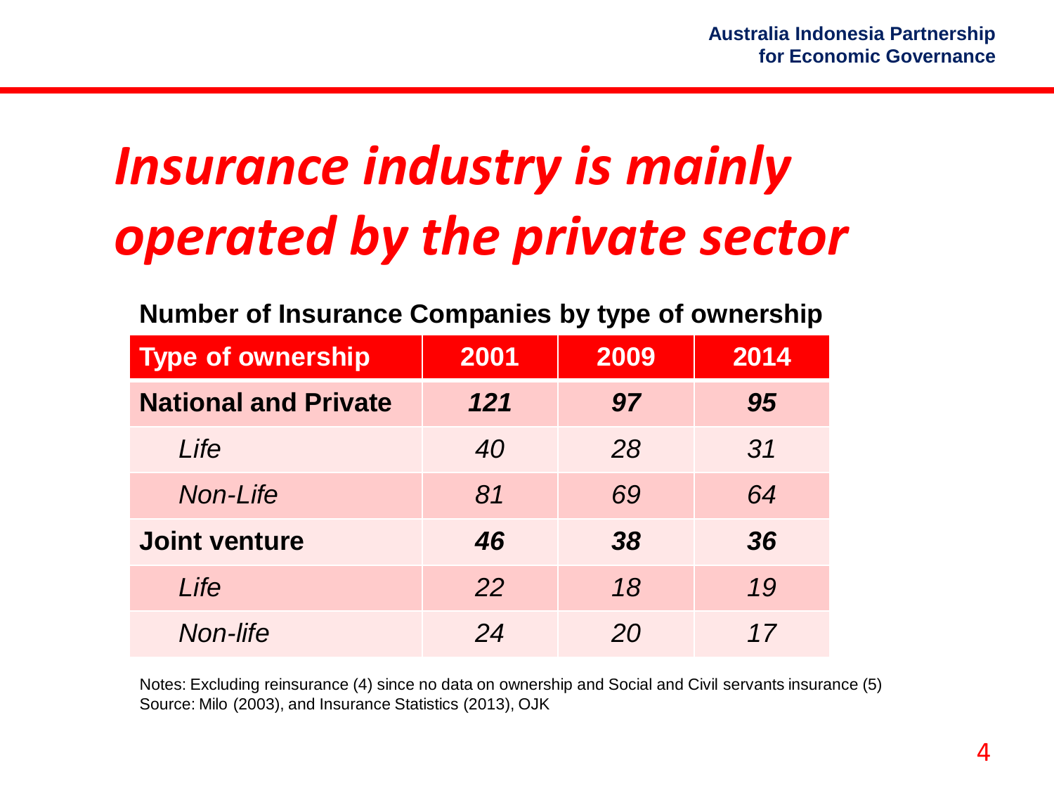# *Insurance industry is mainly operated by the private sector*

**Number of Insurance Companies by type of ownership**

| Type of ownership | 2001 | 2009 | 2014 |
|---|---|---|---|
| **National and Private** | ***121*** | ***97*** | ***95*** |
| *Life* | *40* | *28* | *31* |
| *Non-Life* | *81* | *69* | *64* |
| **Joint venture** | ***46*** | ***38*** | ***36*** |
| *Life* | *22* | *18* | *19* |
| *Non-life* | *24* | *20* | *17* |

Notes: Excluding reinsurance (4) since no data on ownership and Social and Civil servants insurance (5)
Source: Milo (2003), and Insurance Statistics (2013), OJK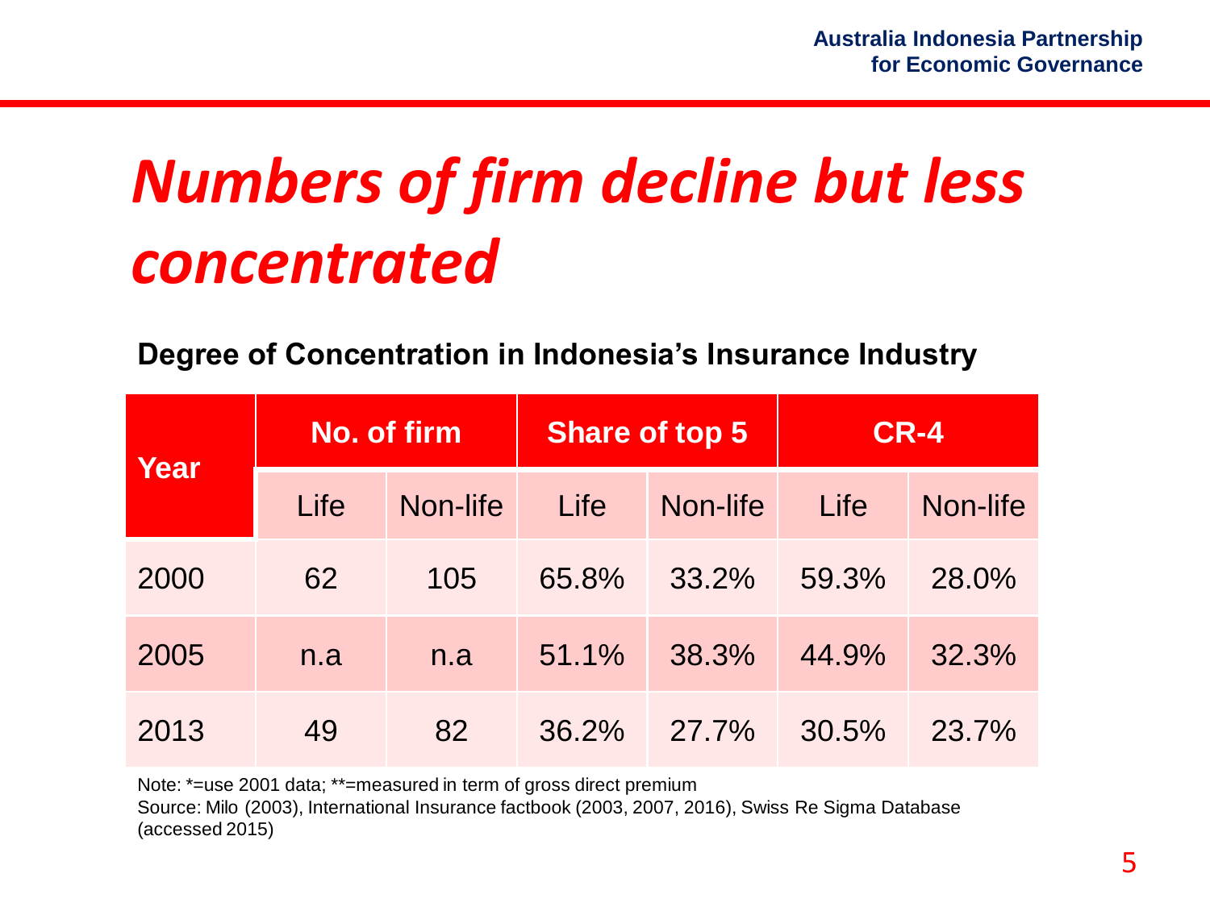# *Numbers of firm decline but less concentrated*

**Degree of Concentration in Indonesia's Insurance Industry**

| Year | No. of firm | | Share of top 5 | | CR-4 | |
|---|---|---|---|---|---|---|
| | Life | Non-life | Life | Non-life | Life | Non-life |
| 2000 | 62 | 105 | 65.8% | 33.2% | 59.3% | 28.0% |
| 2005 | n.a | n.a | 51.1% | 38.3% | 44.9% | 32.3% |
| 2013 | 49 | 82 | 36.2% | 27.7% | 30.5% | 23.7% |

Note: *=use 2001 data; **=measured in term of gross direct premium
Source: Milo (2003), International Insurance factbook (2003, 2007, 2016), Swiss Re Sigma Database (accessed 2015)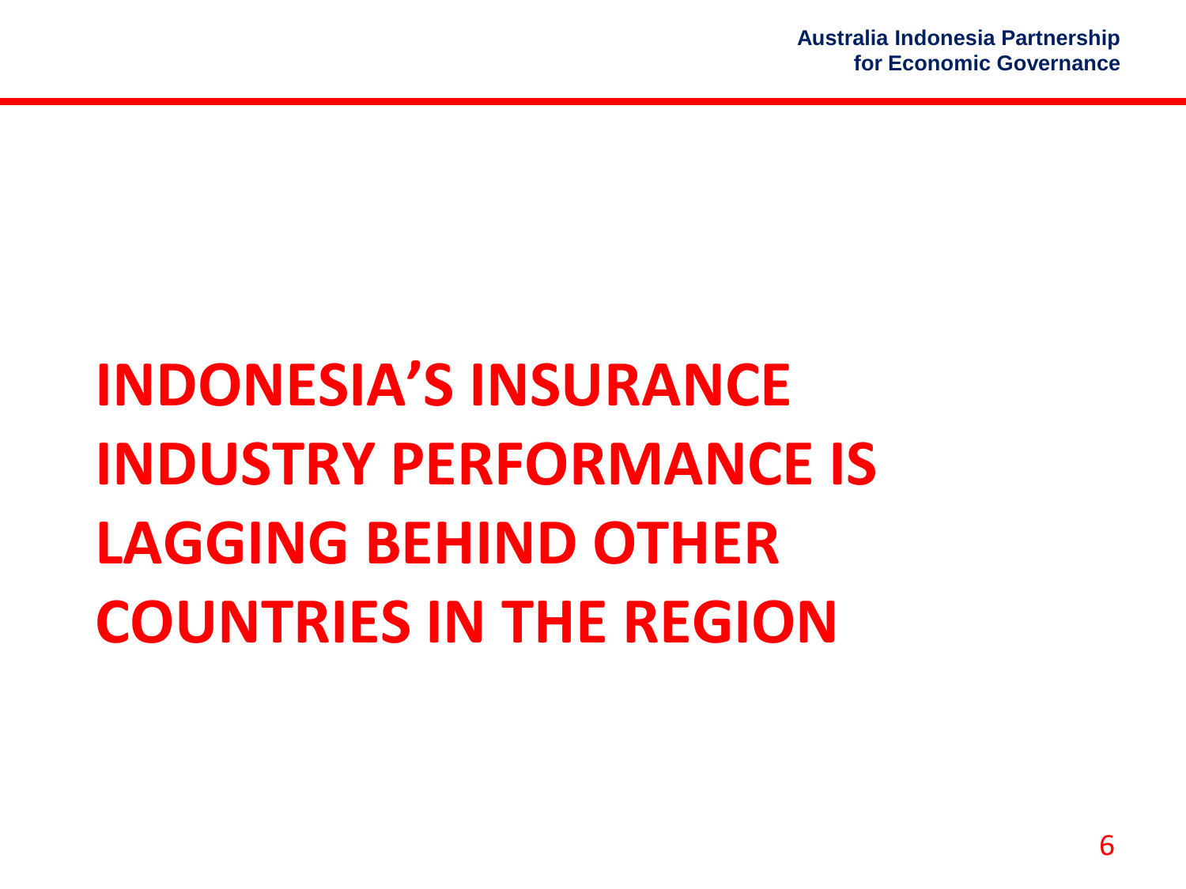# INDONESIA’S INSURANCE INDUSTRY PERFORMANCE IS LAGGING BEHIND OTHER COUNTRIES IN THE REGION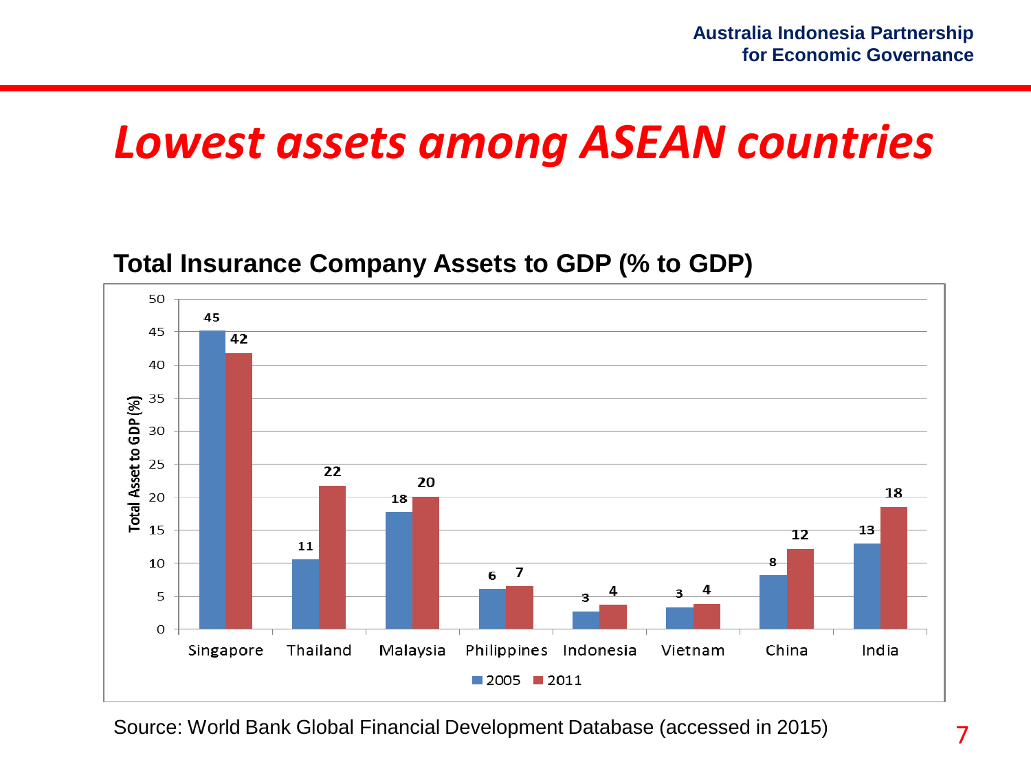# *Lowest assets among ASEAN countries*

**Total Insurance Company Assets to GDP (% to GDP)**

| Country | 2005 | 2011 |
|---|---|---|
| Singapore | 45 | 42 |
| Thailand | 11 | 22 |
| Malaysia | 18 | 20 |
| Philippines | 6 | 7 |
| Indonesia | 3 | 4 |
| Vietnam | 3 | 4 |
| China | 8 | 12 |
| India | 13 | 18 |

Source: World Bank Global Financial Development Database (accessed in 2015)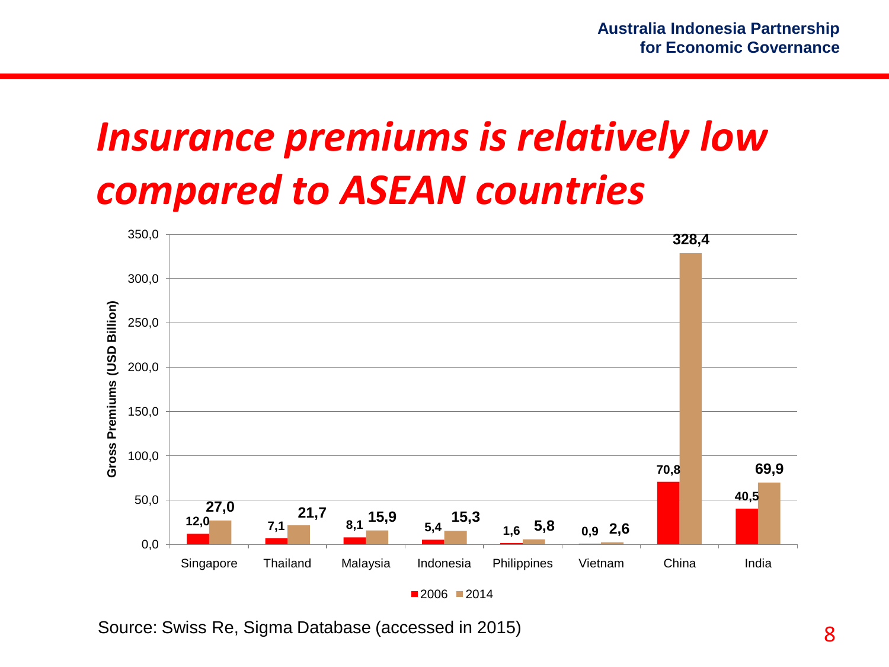# Insurance premiums is relatively low compared to ASEAN countries

| Country | 2006 | 2014 |
|---|---|---|
| Singapore | 12,0 | 27,0 |
| Thailand | 7,1 | 21,7 |
| Malaysia | 8,1 | 15,9 |
| Indonesia | 5,4 | 15,3 |
| Philippines | 1,6 | 5,8 |
| Vietnam | 0,9 | 2,6 |
| China | 70,8 | 328,4 |
| India | 40,5 | 69,9 |

Gross Premiums (USD Billion)

Source: Swiss Re, Sigma Database (accessed in 2015)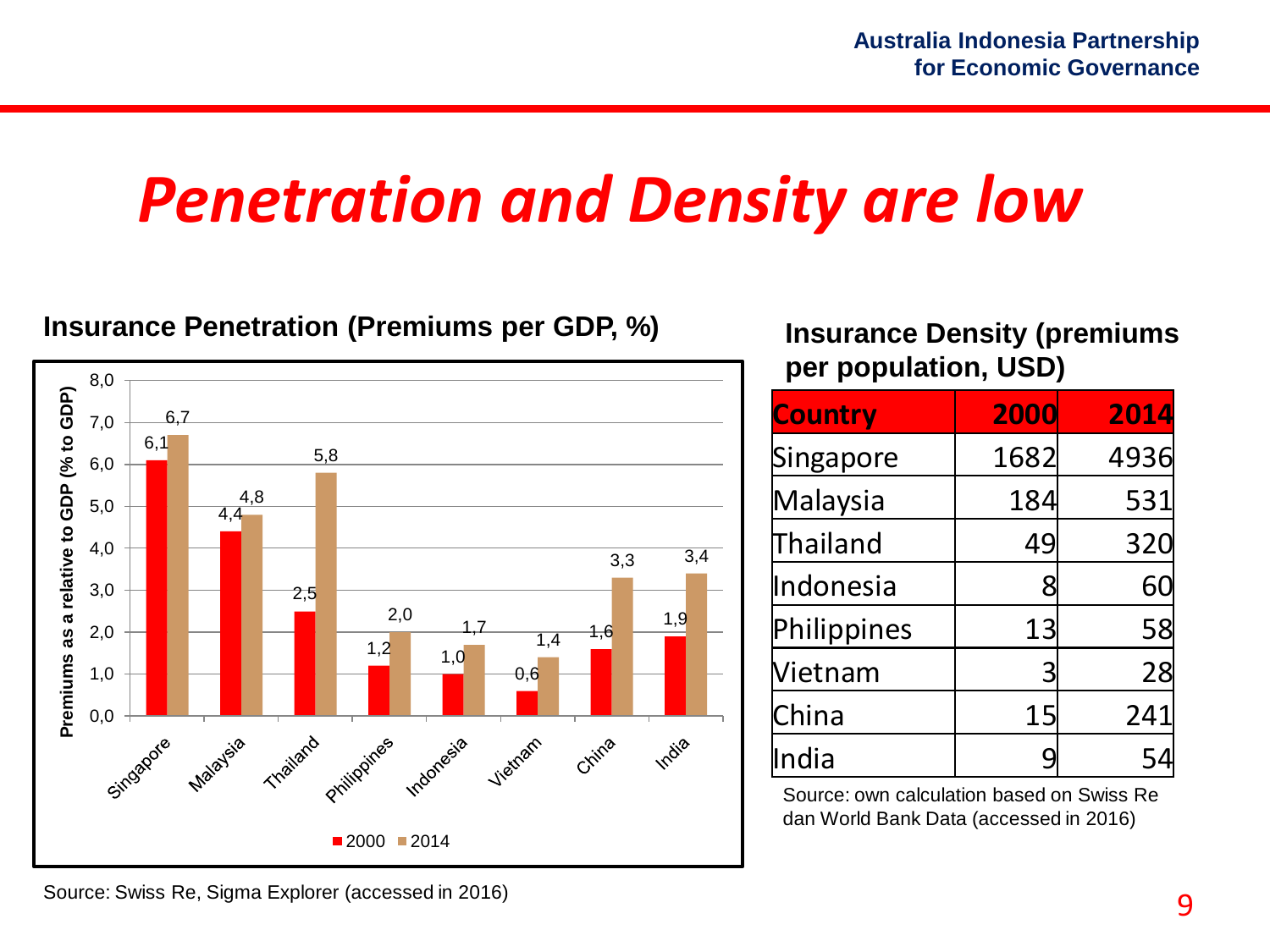# Penetration and Density are low

## Insurance Penetration (Premiums per GDP, %)

| Country | 2000 | 2014 |
|---|---|---|
| Singapore | 6,1 | 6,7 |
| Malaysia | 4,4 | 4,8 |
| Thailand | 2,5 | 5,8 |
| Philippines | 1,2 | 2,0 |
| Indonesia | 1,0 | 1,7 |
| Vietnam | 0,6 | 1,4 |
| China | 1,6 | 3,3 |
| India | 1,9 | 3,4 |

Premiums as a relative to GDP (% to GDP)

Source: Swiss Re, Sigma Explorer (accessed in 2016)

## Insurance Density (premiums per population, USD)

| Country | 2000 | 2014 |
|---|---|---|
| Singapore | 1682 | 4936 |
| Malaysia | 184 | 531 |
| Thailand | 49 | 320 |
| Indonesia | 8 | 60 |
| Philippines | 13 | 58 |
| Vietnam | 3 | 28 |
| China | 15 | 241 |
| India | 9 | 54 |

Source: own calculation based on Swiss Re dan World Bank Data (accessed in 2016)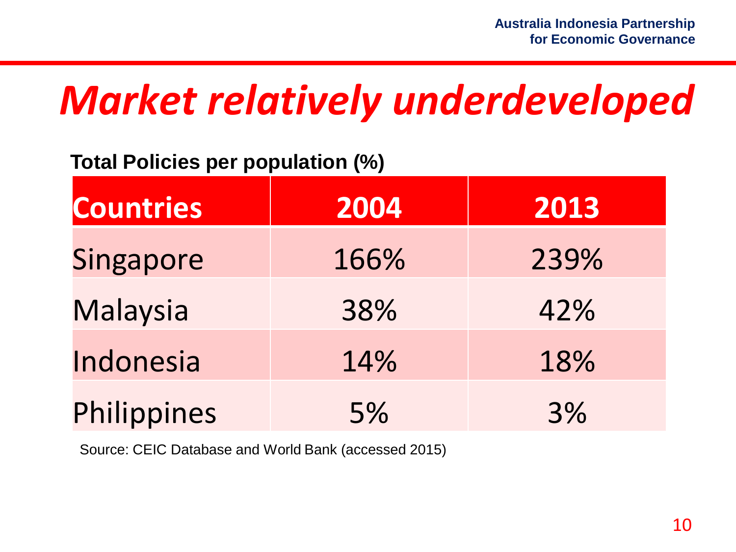# *Market relatively underdeveloped*

**Total Policies per population (%)**

| Countries | 2004 | 2013 |
|---|---|---|
| Singapore | 166% | 239% |
| Malaysia | 38% | 42% |
| Indonesia | 14% | 18% |
| Philippines | 5% | 3% |

Source: CEIC Database and World Bank (accessed 2015)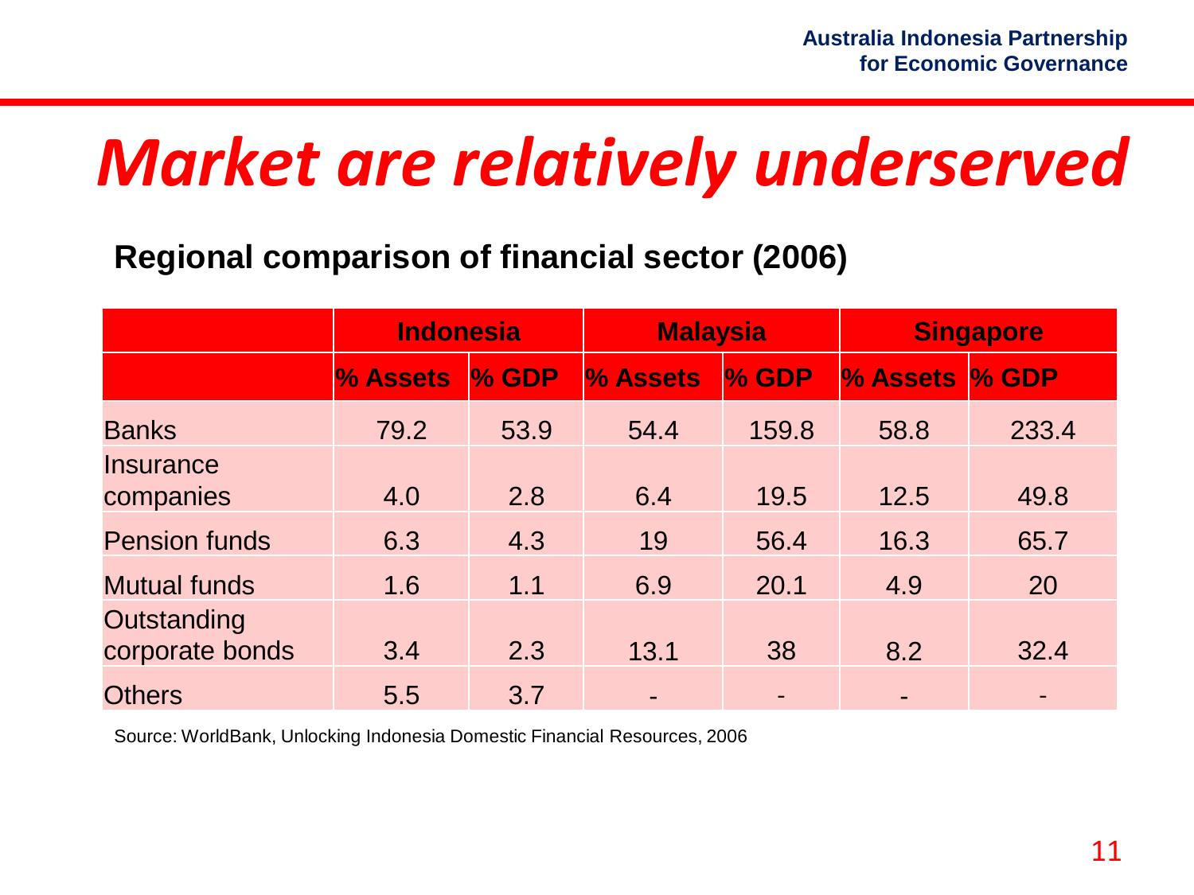# Market are relatively underserved

**Regional comparison of financial sector (2006)**

| | Indonesia | | Malaysia | | Singapore | |
|---|---|---|---|---|---|---|
| | % Assets | % GDP | % Assets | % GDP | % Assets | % GDP |
| Banks | 79.2 | 53.9 | 54.4 | 159.8 | 58.8 | 233.4 |
| Insurance companies | 4.0 | 2.8 | 6.4 | 19.5 | 12.5 | 49.8 |
| Pension funds | 6.3 | 4.3 | 19 | 56.4 | 16.3 | 65.7 |
| Mutual funds | 1.6 | 1.1 | 6.9 | 20.1 | 4.9 | 20 |
| Outstanding corporate bonds | 3.4 | 2.3 | 13.1 | 38 | 8.2 | 32.4 |
| Others | 5.5 | 3.7 | - | - | - | - |

Source: WorldBank, Unlocking Indonesia Domestic Financial Resources, 2006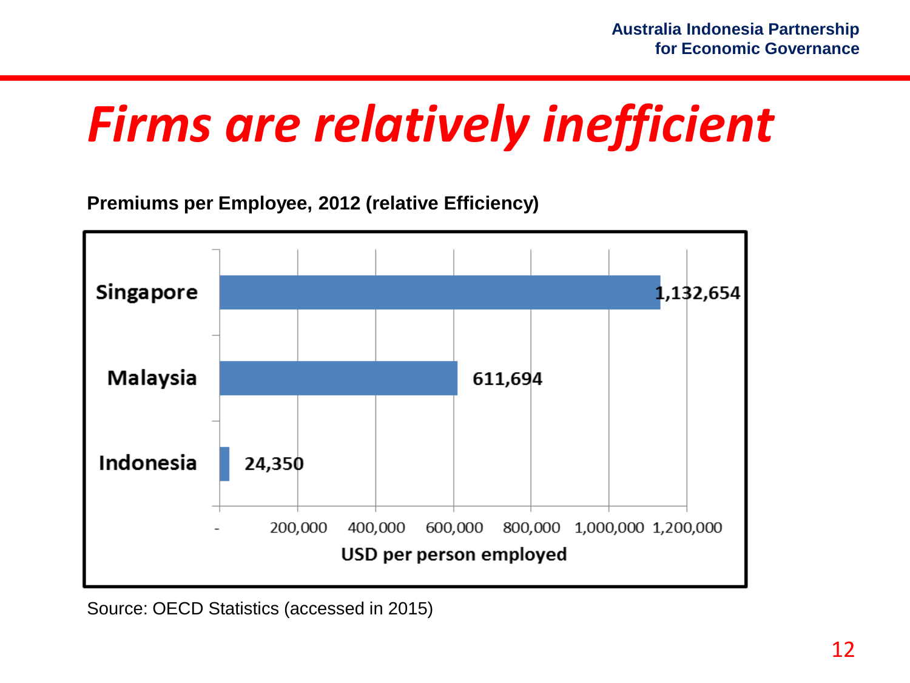# *Firms are relatively inefficient*

**Premiums per Employee, 2012 (relative Efficiency)**

| Country | USD per person employed |
| --- | --- |
| Singapore | 1,132,654 |
| Malaysia | 611,694 |
| Indonesia | 24,350 |

Source: OECD Statistics (accessed in 2015)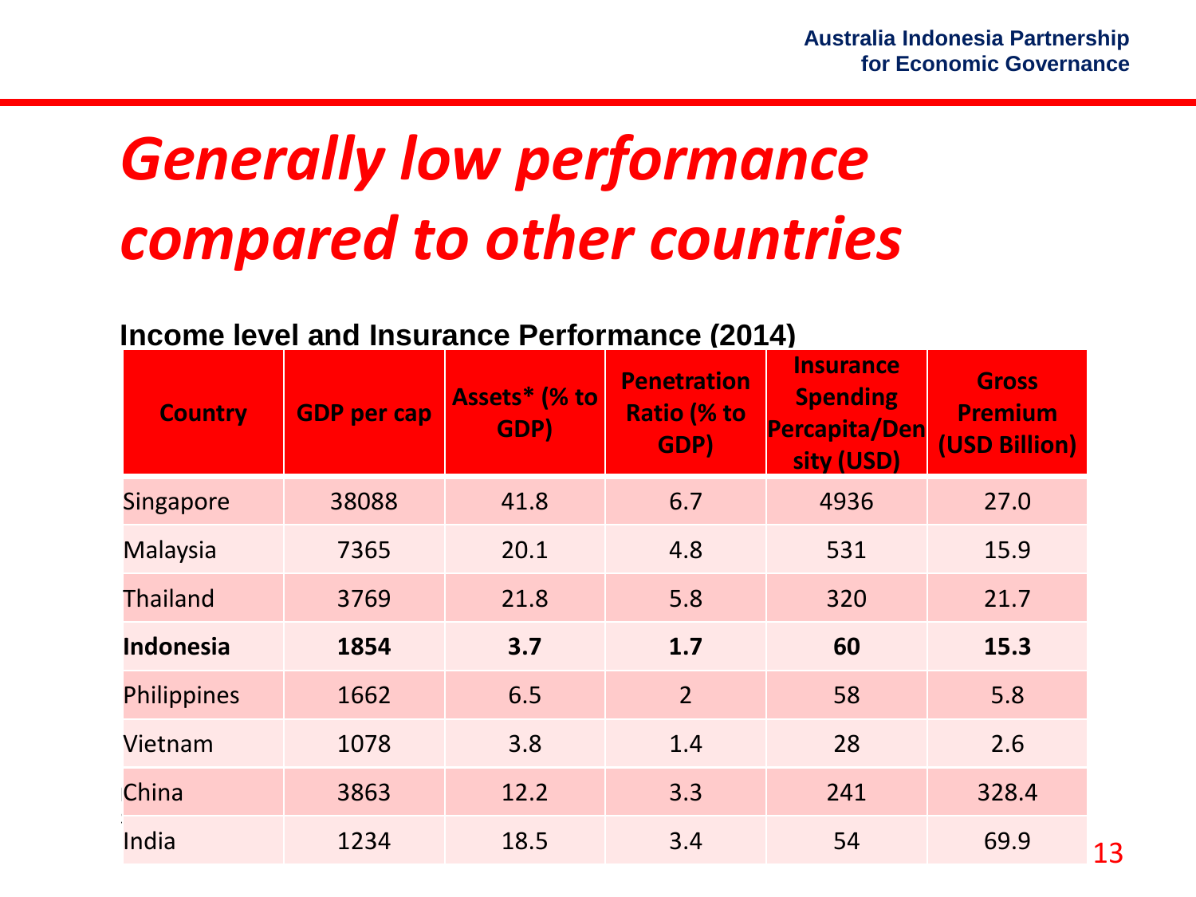# *Generally low performance compared to other countries*

**Income level and Insurance Performance (2014)**

| Country | GDP per cap | Assets* (% to GDP) | Penetration Ratio (% to GDP) | Insurance Spending Percapita/Density (USD) | Gross Premium (USD Billion) |
|---|---|---|---|---|---|
| Singapore | 38088 | 41.8 | 6.7 | 4936 | 27.0 |
| Malaysia | 7365 | 20.1 | 4.8 | 531 | 15.9 |
| Thailand | 3769 | 21.8 | 5.8 | 320 | 21.7 |
| **Indonesia** | **1854** | **3.7** | **1.7** | **60** | **15.3** |
| Philippines | 1662 | 6.5 | 2 | 58 | 5.8 |
| Vietnam | 1078 | 3.8 | 1.4 | 28 | 2.6 |
| China | 3863 | 12.2 | 3.3 | 241 | 328.4 |
| India | 1234 | 18.5 | 3.4 | 54 | 69.9 |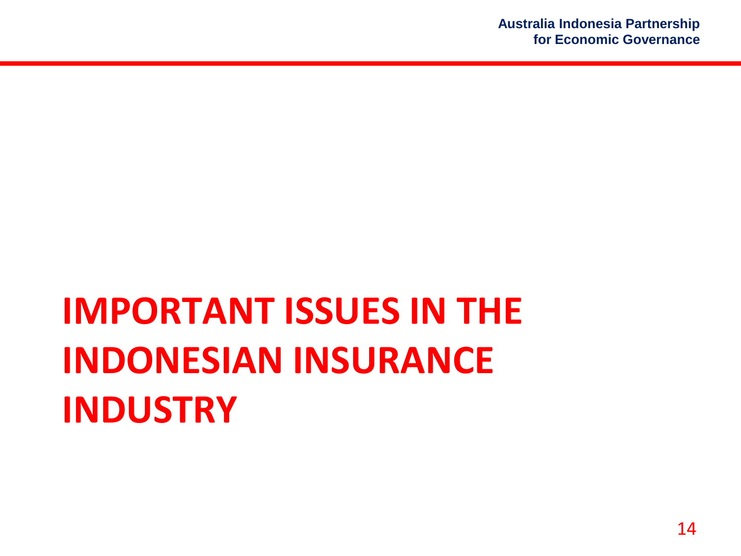# IMPORTANT ISSUES IN THE INDONESIAN INSURANCE INDUSTRY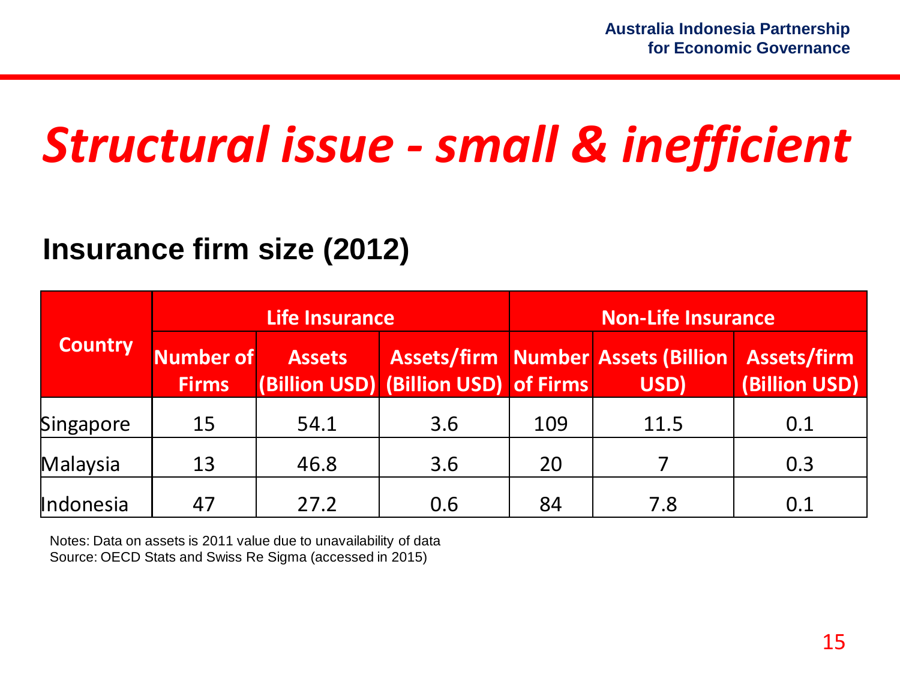# *Structural issue - small & inefficient*

## Insurance firm size (2012)

| Country | Life Insurance | | | Non-Life Insurance | | |
|---|---|---|---|---|---|---|
| | Number of Firms | Assets (Billion USD) | Assets/firm (Billion USD) | Number of Firms | Assets (Billion USD) | Assets/firm (Billion USD) |
| Singapore | 15 | 54.1 | 3.6 | 109 | 11.5 | 0.1 |
| Malaysia | 13 | 46.8 | 3.6 | 20 | 7 | 0.3 |
| Indonesia | 47 | 27.2 | 0.6 | 84 | 7.8 | 0.1 |

Notes: Data on assets is 2011 value due to unavailability of data
Source: OECD Stats and Swiss Re Sigma (accessed in 2015)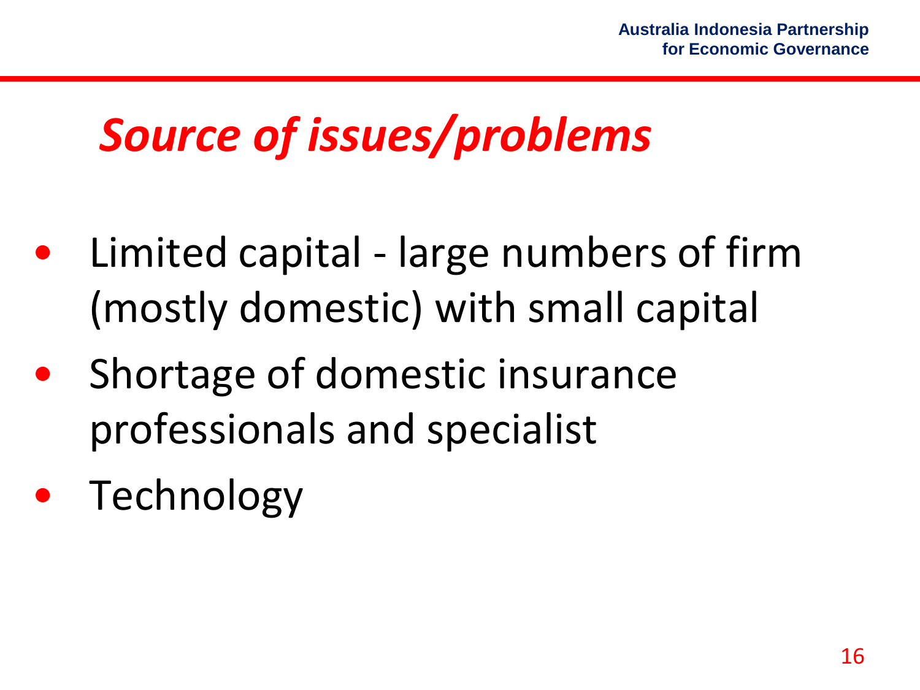# *Source of issues/problems*

- Limited capital - large numbers of firm (mostly domestic) with small capital
- Shortage of domestic insurance professionals and specialist
- Technology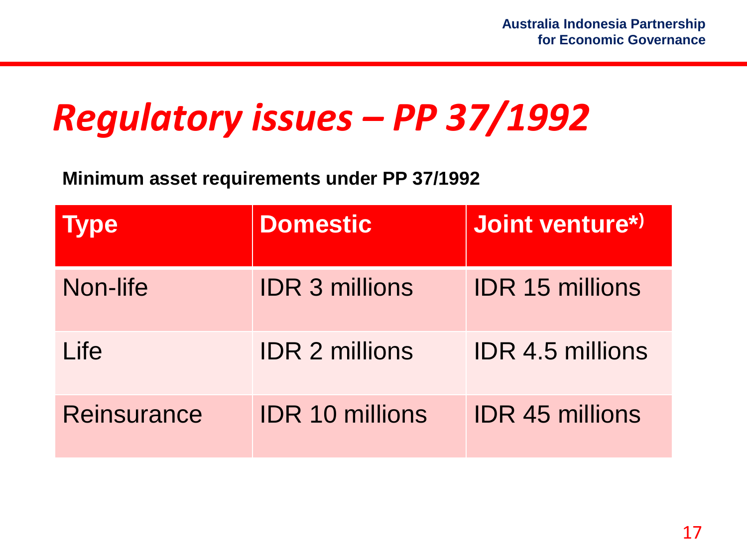# *Regulatory issues – PP 37/1992*

**Minimum asset requirements under PP 37/1992**

| Type | Domestic | Joint venture*) |
|---|---|---|
| Non-life | IDR 3 millions | IDR 15 millions |
| Life | IDR 2 millions | IDR 4.5 millions |
| Reinsurance | IDR 10 millions | IDR 45 millions |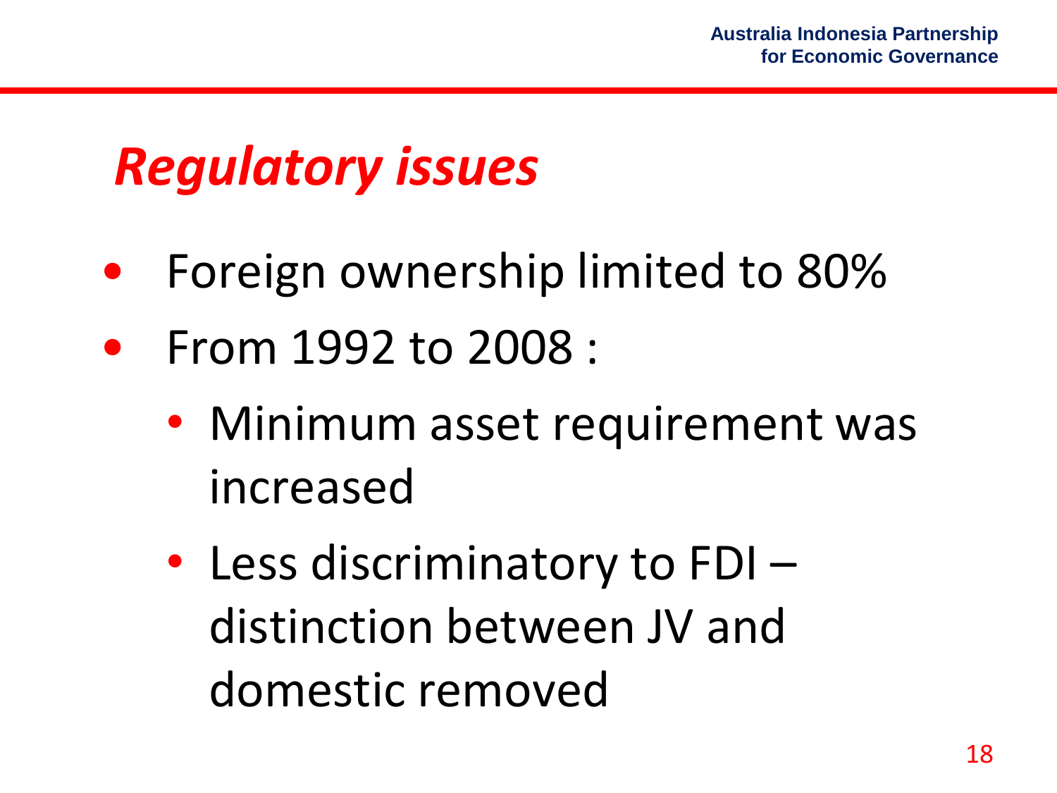# *Regulatory issues*

- Foreign ownership limited to 80%
- From 1992 to 2008 :
  - Minimum asset requirement was increased
  - Less discriminatory to FDI – distinction between JV and domestic removed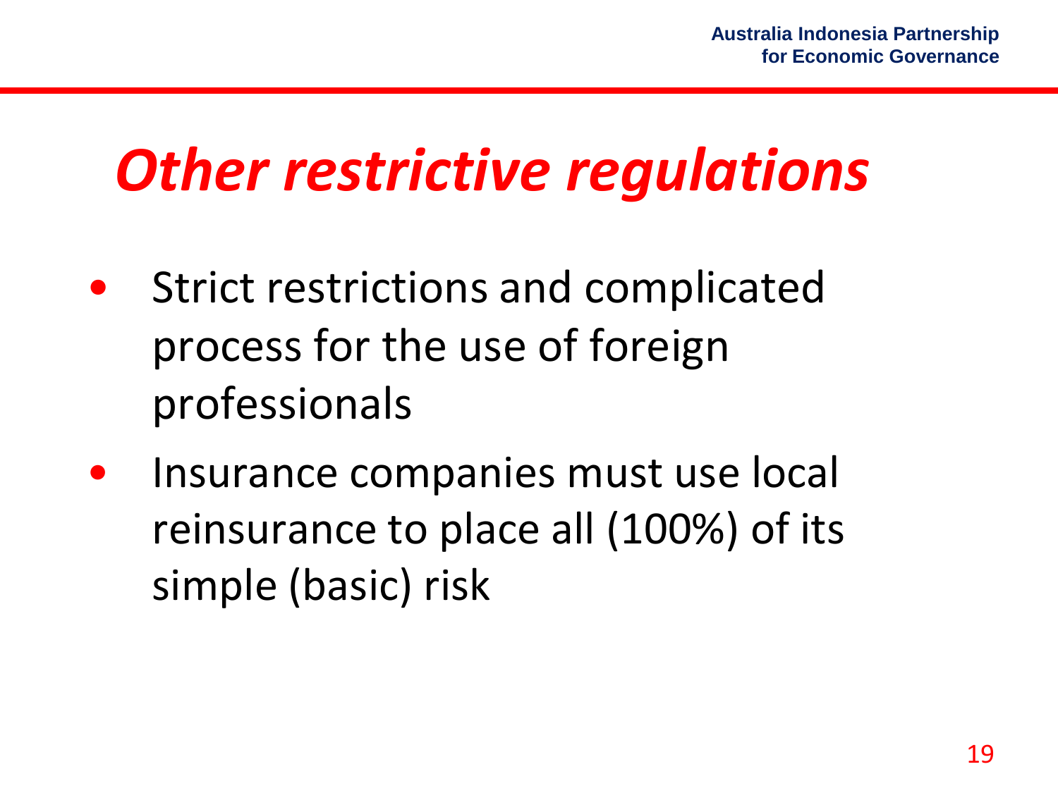# *Other restrictive regulations*

- Strict restrictions and complicated process for the use of foreign professionals
- Insurance companies must use local reinsurance to place all (100%) of its simple (basic) risk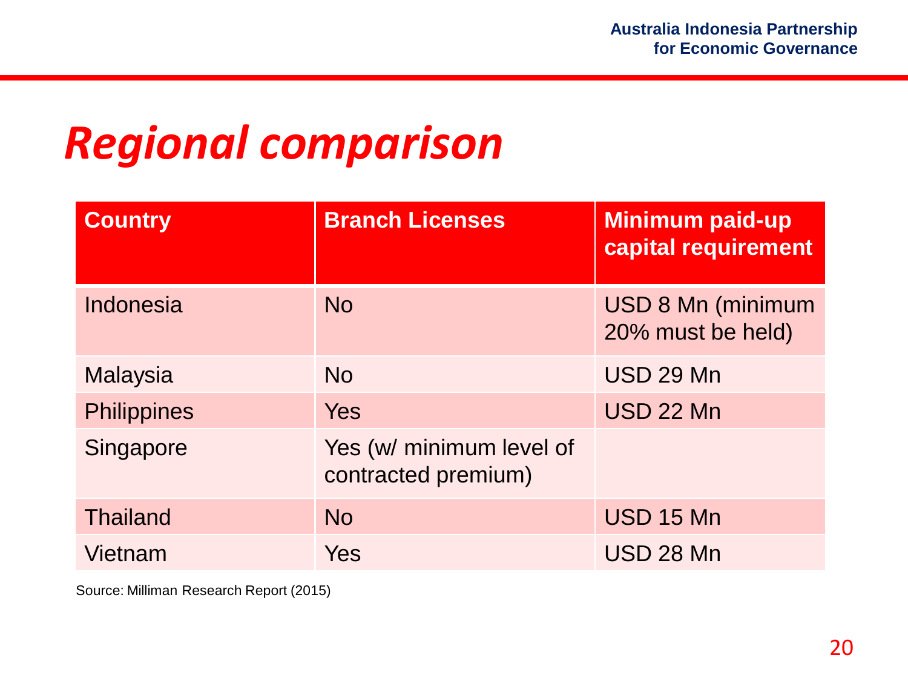# *Regional comparison*

| Country | Branch Licenses | Minimum paid-up capital requirement |
|---|---|---|
| Indonesia | No | USD 8 Mn (minimum 20% must be held) |
| Malaysia | No | USD 29 Mn |
| Philippines | Yes | USD 22 Mn |
| Singapore | Yes (w/ minimum level of contracted premium) | |
| Thailand | No | USD 15 Mn |
| Vietnam | Yes | USD 28 Mn |

Source: Milliman Research Report (2015)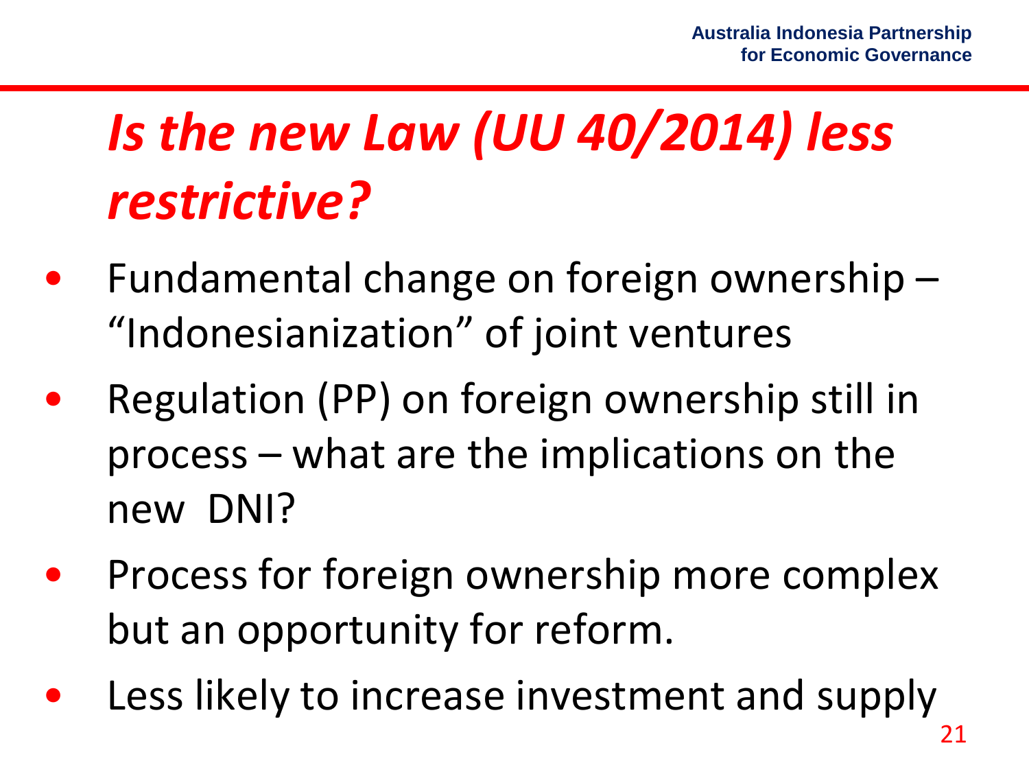# *Is the new Law (UU 40/2014) less restrictive?*

- Fundamental change on foreign ownership – "Indonesianization" of joint ventures
- Regulation (PP) on foreign ownership still in process – what are the implications on the new DNI?
- Process for foreign ownership more complex but an opportunity for reform.
- Less likely to increase investment and supply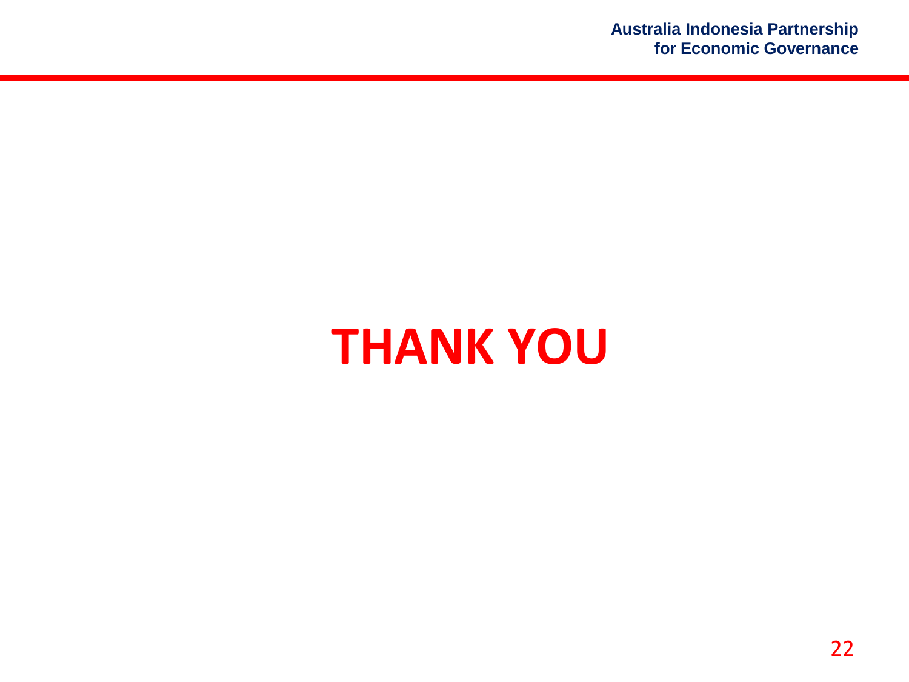# THANK YOU